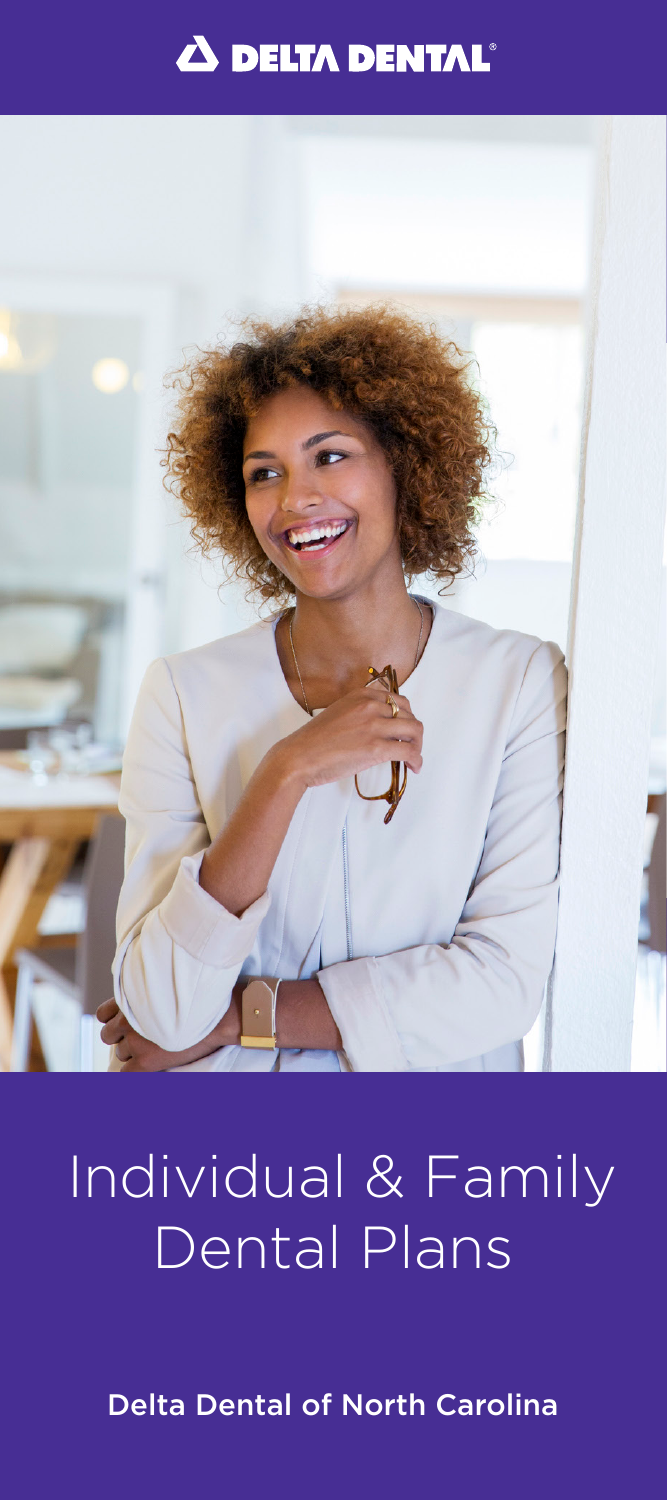DELTA DENTAL®

# Individual & Family Dental Plans

Delta Dental of North Carolina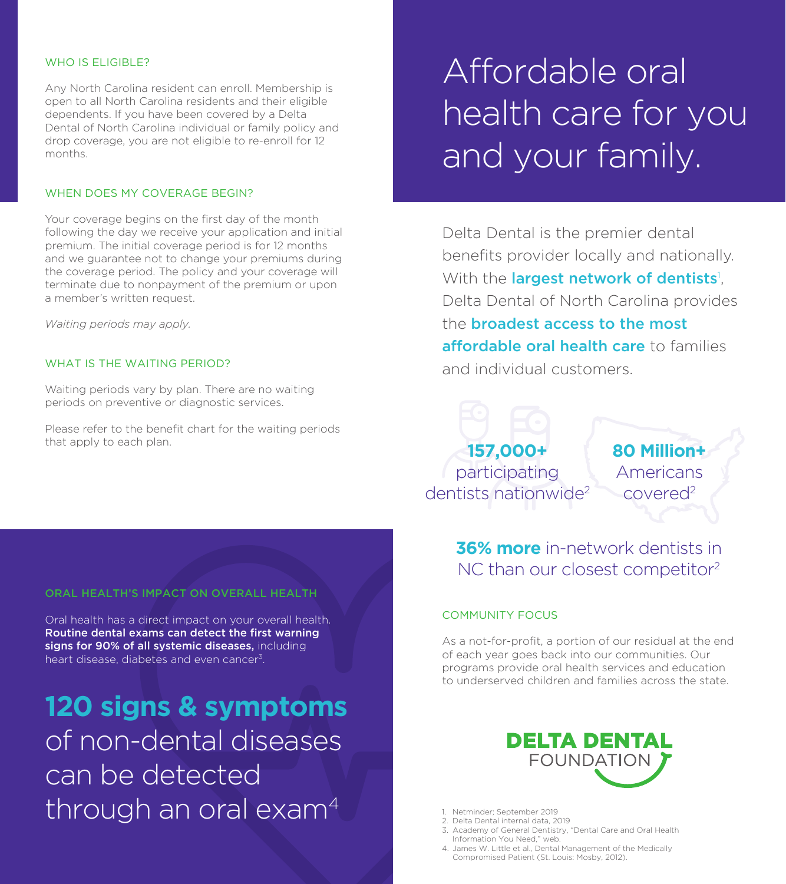## WHO IS ELIGIBLE?

Any North Carolina resident can enroll. Membership is open to all North Carolina residents and their eligible dependents. If you have been covered by a Delta Dental of North Carolina individual or family policy and drop coverage, you are not eligible to re-enroll for 12 months.

## WHEN DOES MY COVERAGE BEGIN?

Your coverage begins on the first day of the month following the day we receive your application and initial premium. The initial coverage period is for 12 months and we guarantee not to change your premiums during the coverage period. The policy and your coverage will terminate due to nonpayment of the premium or upon a member's written request.

*Waiting periods may apply.*

## WHAT IS THE WAITING PERIOD?

Waiting periods vary by plan. There are no waiting periods on preventive or diagnostic services.

Please refer to the benefit chart for the waiting periods that apply to each plan.

## ORAL HEALTH'S IMPACT ON OVERALL HEALTH

Oral health has a direct impact on your overall health. **Routine dental exams can detect the first warning signs for 90% of all systemic diseases,** including heart disease, diabetes and even cancer[3].

**120 signs & symptoms** of non-dental diseases can be detected through an oral exam[4]

# Affordable oral health care for you and your family.

Delta Dental is the premier dental benefits provider locally and nationally. With the **largest network of dentists**[1], Delta Dental of North Carolina provides the **broadest access to the most affordable oral health care** to families and individual customers.

**157,000+** participating dentists nationwide[2]

**80 Million+** Americans covered[2]

**36% more** in-network dentists in NC than our closest competitor[2]

## COMMUNITY FOCUS

As a not-for-profit, a portion of our residual at the end of each year goes back into our communities. Our programs provide oral health services and education to underserved children and families across the state.

DELTA DENTAL FOUNDATION

1. Netminder; September 2019
2. Delta Dental internal data, 2019
3. Academy of General Dentistry, "Dental Care and Oral Health Information You Need," web.
4. James W. Little et al., Dental Management of the Medically Compromised Patient (St. Louis: Mosby, 2012).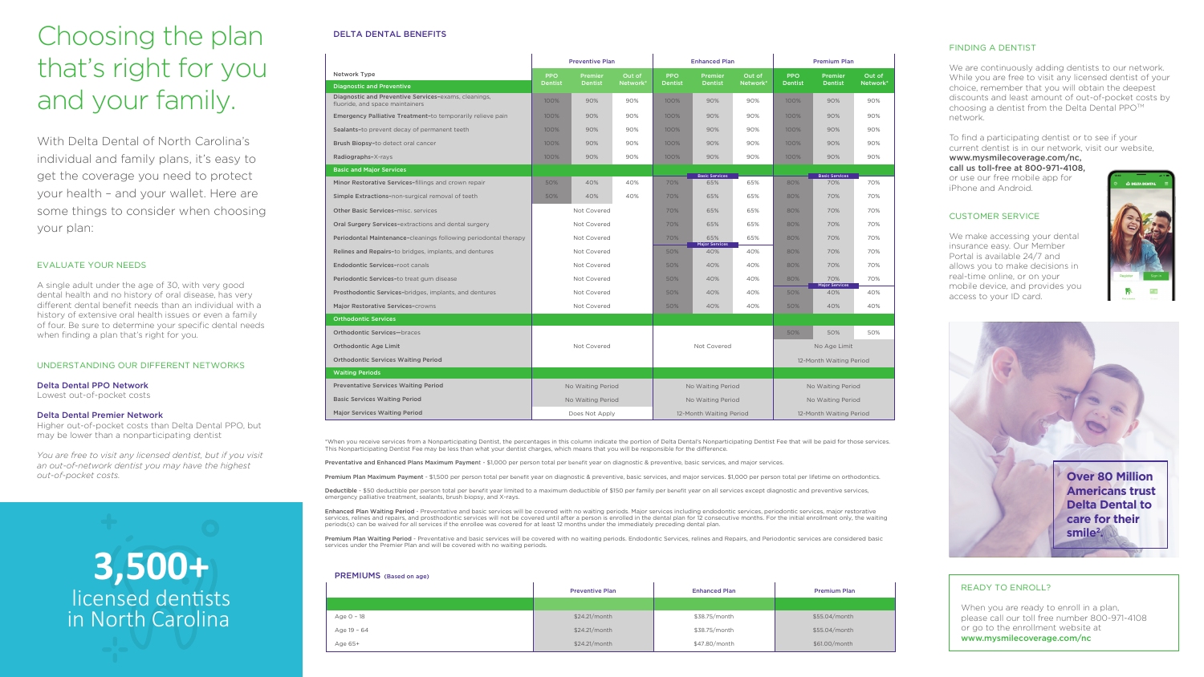# Choosing the plan that's right for you and your family.

With Delta Dental of North Carolina's individual and family plans, it's easy to get the coverage you need to protect your health – and your wallet. Here are some things to consider when choosing your plan:

## EVALUATE YOUR NEEDS

A single adult under the age of 30, with very good dental health and no history of oral disease, has very different dental benefit needs than an individual with a history of extensive oral health issues or even a family of four. Be sure to determine your specific dental needs when finding a plan that's right for you.

## UNDERSTANDING OUR DIFFERENT NETWORKS

**Delta Dental PPO Network**
Lowest out-of-pocket costs

**Delta Dental Premier Network**
Higher out-of-pocket costs than Delta Dental PPO, but may be lower than a nonparticipating dentist

*You are free to visit any licensed dentist, but if you visit an out-of-network dentist you may have the highest out-of-pocket costs.*

**3,500+**
licensed dentists in North Carolina

## DELTA DENTAL BENEFITS

| | Preventive Plan | | | Enhanced Plan | | | Premium Plan | | |
|---|---|---|---|---|---|---|---|---|---|
| Network Type | PPO Dentist | Premier Dentist | Out of Network* | PPO Dentist | Premier Dentist | Out of Network* | PPO Dentist | Premier Dentist | Out of Network* |
| **Diagnostic and Preventive** | | | | | | | | | |
| **Diagnostic and Preventive Services**–exams, cleanings, fluoride, and space maintainers | 100% | 90% | 90% | 100% | 90% | 90% | 100% | 90% | 90% |
| **Emergency Palliative Treatment**–to temporarily relieve pain | 100% | 90% | 90% | 100% | 90% | 90% | 100% | 90% | 90% |
| **Sealants**–to prevent decay of permanent teeth | 100% | 90% | 90% | 100% | 90% | 90% | 100% | 90% | 90% |
| **Brush Biopsy**–to detect oral cancer | 100% | 90% | 90% | 100% | 90% | 90% | 100% | 90% | 90% |
| **Radiographs**–X-rays | 100% | 90% | 90% | 100% | 90% | 90% | 100% | 90% | 90% |
| **Basic and Major Services** | | | | | Basic Services | | | Basic Services | |
| **Minor Restorative Services**–fillings and crown repair | 50% | 40% | 40% | 70% | 65% | 65% | 80% | 70% | 70% |
| **Simple Extractions**–non-surgical removal of teeth | 50% | 40% | 40% | 70% | 65% | 65% | 80% | 70% | 70% |
| **Other Basic Services**–misc. services | | Not Covered | | 70% | 65% | 65% | 80% | 70% | 70% |
| **Oral Surgery Services**–extractions and dental surgery | | Not Covered | | 70% | 65% | 65% | 80% | 70% | 70% |
| **Periodontal Maintenance**–cleanings following periodontal therapy | | Not Covered | | 70% | 65% | 65% | 80% | 70% | 70% |
| | | | | | Major Services | | | | |
| **Relines and Repairs**–to bridges, implants, and dentures | | Not Covered | | 50% | 40% | 40% | 80% | 70% | 70% |
| **Endodontic Services**–root canals | | Not Covered | | 50% | 40% | 40% | 80% | 70% | 70% |
| **Periodontic Services**–to treat gum disease | | Not Covered | | 50% | 40% | 40% | 80% | 70% | 70% |
| | | | | | | | | Major Services | |
| **Prosthodontic Services**–bridges, implants, and dentures | | Not Covered | | 50% | 40% | 40% | 50% | 40% | 40% |
| **Major Restorative Services**–crowns | | Not Covered | | 50% | 40% | 40% | 50% | 40% | 40% |
| **Orthodontic Services** | | | | | | | | | |
| **Orthodontic Services—braces** | | | | | | | 50% | 50% | 50% |
| **Orthodontic Age Limit** | | Not Covered | | | Not Covered | | | No Age Limit | |
| **Orthodontic Services Waiting Period** | | | | | | | | 12-Month Waiting Period | |
| **Waiting Periods** | | | | | | | | | |
| **Preventative Services Waiting Period** | | No Waiting Period | | | No Waiting Period | | | No Waiting Period | |
| **Basic Services Waiting Period** | | No Waiting Period | | | No Waiting Period | | | No Waiting Period | |
| **Major Services Waiting Period** | | Does Not Apply | | | 12-Month Waiting Period | | | 12-Month Waiting Period | |

*When you receive services from a Nonparticipating Dentist, the percentages in this column indicate the portion of Delta Dental's Nonparticipating Dentist Fee that will be paid for those services. This Nonparticipating Dentist Fee may be less than what your dentist charges, which means that you will be responsible for the difference.

**Preventative and Enhanced Plans Maximum Payment** - $1,000 per person total per benefit year on diagnostic & preventive, basic services, and major services.

**Premium Plan Maximum Payment** - $1,500 per person total per benefit year on diagnostic & preventive, basic services, and major services. $1,000 per person total per lifetime on orthodontics.

**Deductible** - $50 deductible per person total per benefit year limited to a maximum deductible of $150 per family per benefit year on all services except diagnostic and preventive services, emergency palliative treatment, sealants, brush biopsy, and X-rays.

**Enhanced Plan Waiting Period** - Preventative and basic services will be covered with no waiting periods. Major services including endodontic services, periodontic services, major restorative services, relines and repairs, and prosthodontic services will not be covered until after a person is enrolled in the dental plan for 12 consecutive months. For the initial enrollment only, the waiting periods(s) can be waived for all services if the enrollee was covered for at least 12 months under the immediately preceding dental plan.

**Premium Plan Waiting Period** - Preventative and basic services will be covered with no waiting periods. Endodontic Services, relines and Repairs, and Periodontic services are considered basic services under the Premier Plan and will be covered with no waiting periods.

## PREMIUMS (Based on age)

| | Preventive Plan | Enhanced Plan | Premium Plan |
|---|---|---|---|
| Age 0 – 18 | $24.21/month | $38.75/month | $55.04/month |
| Age 19 – 64 | $24.21/month | $38.75/month | $55.04/month |
| Age 65+ | $24.21/month | $47.80/month | $61.00/month |

## FINDING A DENTIST

We are continuously adding dentists to our network. While you are free to visit any licensed dentist of your choice, remember that you will obtain the deepest discounts and least amount of out-of-pocket costs by choosing a dentist from the Delta Dental PPO™ network.

To find a participating dentist or to see if your current dentist is in our network, visit our website, **www.mysmilecoverage.com/nc,** **call us toll-free at 800-971-4108,** or use our free mobile app for iPhone and Android.

## CUSTOMER SERVICE

We make accessing your dental insurance easy. Our Member Portal is available 24/7 and allows you to make decisions in real-time online, or on your mobile device, and provides you access to your ID card.

**Over 80 Million Americans trust Delta Dental to care for their smile[2].**

## READY TO ENROLL?

When you are ready to enroll in a plan, please call our toll free number 800-971-4108 or go to the enrollment website at **www.mysmilecoverage.com/nc**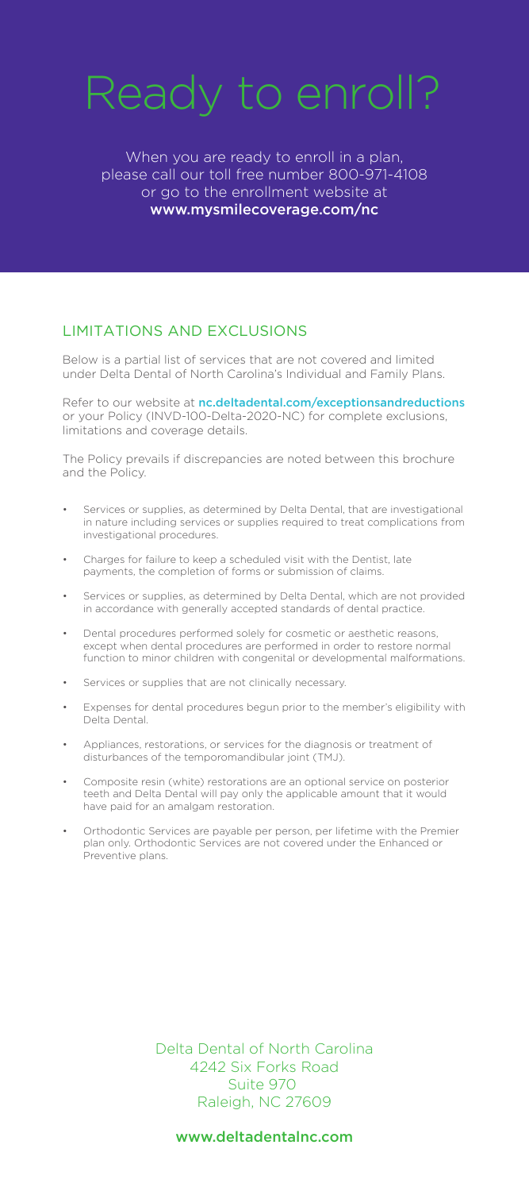# Ready to enroll?

When you are ready to enroll in a plan, please call our toll free number 800-971-4108 or go to the enrollment website at **www.mysmilecoverage.com/nc**

## LIMITATIONS AND EXCLUSIONS

Below is a partial list of services that are not covered and limited under Delta Dental of North Carolina's Individual and Family Plans.

Refer to our website at **nc.deltadental.com/exceptionsandreductions** or your Policy (INVD-100-Delta-2020-NC) for complete exclusions, limitations and coverage details.

The Policy prevails if discrepancies are noted between this brochure and the Policy.

- Services or supplies, as determined by Delta Dental, that are investigational in nature including services or supplies required to treat complications from investigational procedures.
- Charges for failure to keep a scheduled visit with the Dentist, late payments, the completion of forms or submission of claims.
- Services or supplies, as determined by Delta Dental, which are not provided in accordance with generally accepted standards of dental practice.
- Dental procedures performed solely for cosmetic or aesthetic reasons, except when dental procedures are performed in order to restore normal function to minor children with congenital or developmental malformations.
- Services or supplies that are not clinically necessary.
- Expenses for dental procedures begun prior to the member's eligibility with Delta Dental.
- Appliances, restorations, or services for the diagnosis or treatment of disturbances of the temporomandibular joint (TMJ).
- Composite resin (white) restorations are an optional service on posterior teeth and Delta Dental will pay only the applicable amount that it would have paid for an amalgam restoration.
- Orthodontic Services are payable per person, per lifetime with the Premier plan only. Orthodontic Services are not covered under the Enhanced or Preventive plans.

Delta Dental of North Carolina
4242 Six Forks Road
Suite 970
Raleigh, NC 27609

**www.deltadentalnc.com**